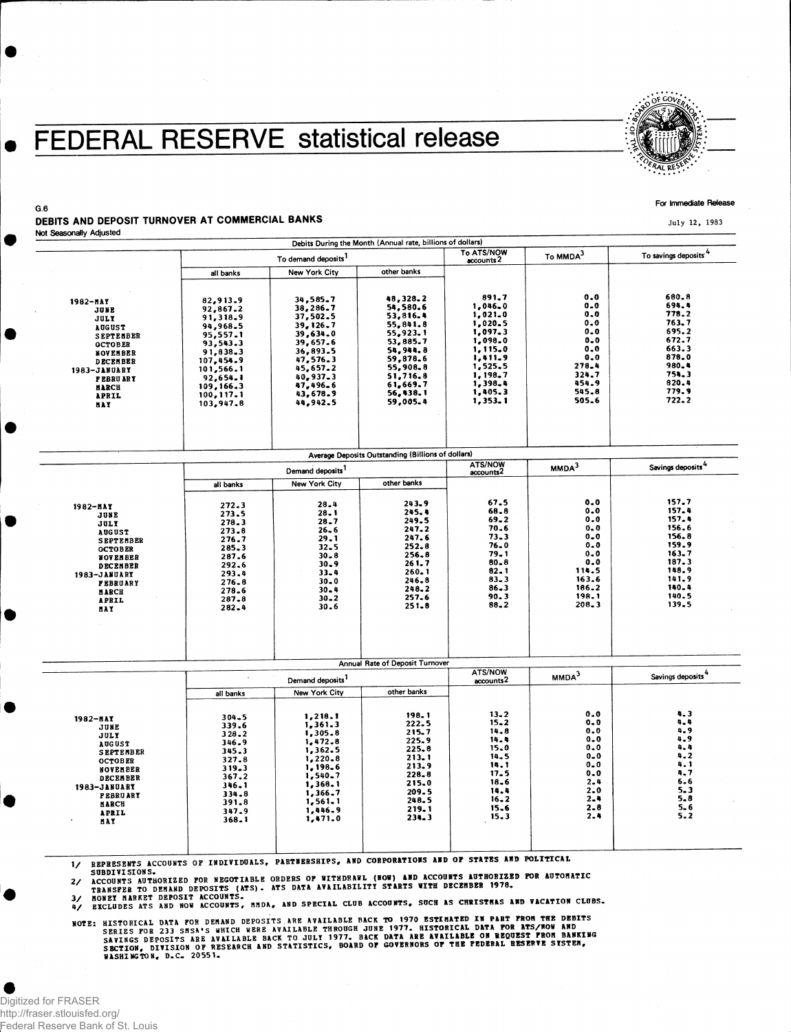# FEDERAL RESERVE statistical release

G.6

For Immediate Release

## DEBITS AND DEPOSIT TURNOVER AT COMMERCIAL BANKS

July 12, 1983

Not Seasonally Adjusted

| | Debits During the Month (Annual rate, billions of dollars) | | | | | |
|---|---|---|---|---|---|---|
| | To demand deposits[1] | | | To ATS/NOW accounts[2] | To MMDA[3] | To savings deposits[4] |
| | all banks | New York City | other banks | | | |
| 1982-MAY | 82,913.9 | 34,585.7 | 48,328.2 | 891.7 | 0.0 | 680.8 |
| JUNE | 92,867.2 | 38,286.7 | 54,580.6 | 1,046.0 | 0.0 | 694.4 |
| JULY | 91,318.9 | 37,502.5 | 53,816.4 | 1,021.0 | 0.0 | 778.2 |
| AUGUST | 94,968.5 | 39,126.7 | 55,841.8 | 1,020.5 | 0.0 | 763.7 |
| SEPTEMBER | 95,557.1 | 39,634.0 | 55,923.1 | 1,097.3 | 0.0 | 695.2 |
| OCTOBER | 93,543.3 | 39,657.6 | 53,885.7 | 1,098.0 | 0.0 | 672.7 |
| NOVEMBER | 91,838.3 | 36,893.5 | 54,944.8 | 1,115.0 | 0.0 | 663.3 |
| DECEMBER | 107,454.9 | 47,576.3 | 59,878.6 | 1,411.9 | 0.0 | 878.0 |
| 1983-JANUARY | 101,566.1 | 45,657.2 | 55,908.8 | 1,525.5 | 278.4 | 980.4 |
| FEBRUARY | 92,654.1 | 40,937.3 | 51,716.8 | 1,198.7 | 324.7 | 754.3 |
| MARCH | 109,166.3 | 47,496.6 | 61,669.7 | 1,398.4 | 454.9 | 820.4 |
| APRIL | 100,117.1 | 43,678.9 | 56,438.1 | 1,405.3 | 545.8 | 779.9 |
| MAY | 103,947.8 | 44,942.5 | 59,005.4 | 1,353.1 | 505.6 | 722.2 |

| | Average Deposits Outstanding (Billions of dollars) | | | | | |
|---|---|---|---|---|---|---|
| | Demand deposits[1] | | | ATS/NOW accounts[2] | MMDA[3] | Savings deposits[4] |
| | all banks | New York City | other banks | | | |
| 1982-MAY | 272.3 | 28.4 | 243.9 | 67.5 | 0.0 | 157.7 |
| JUNE | 273.5 | 28.1 | 245.4 | 68.8 | 0.0 | 157.4 |
| JULY | 278.3 | 28.7 | 249.5 | 69.2 | 0.0 | 157.4 |
| AUGUST | 273.8 | 26.6 | 247.2 | 70.6 | 0.0 | 156.6 |
| SEPTEMBER | 276.7 | 29.1 | 247.6 | 73.3 | 0.0 | 156.8 |
| OCTOBER | 285.3 | 32.5 | 252.8 | 76.0 | 0.0 | 159.9 |
| NOVEMBER | 287.6 | 30.8 | 256.8 | 79.1 | 0.0 | 163.7 |
| DECEMBER | 292.6 | 30.9 | 261.7 | 80.8 | 0.0 | 187.3 |
| 1983-JANUARY | 293.4 | 33.4 | 260.1 | 82.1 | 114.5 | 148.9 |
| FEBRUARY | 276.8 | 30.0 | 246.8 | 83.3 | 163.6 | 141.9 |
| MARCH | 278.6 | 30.4 | 248.2 | 86.3 | 186.2 | 140.4 |
| APRIL | 287.8 | 30.2 | 257.6 | 90.3 | 198.1 | 140.5 |
| MAY | 282.4 | 30.6 | 251.8 | 88.2 | 208.3 | 139.5 |

| | Annual Rate of Deposit Turnover | | | | | |
|---|---|---|---|---|---|---|
| | Demand deposits[1] | | | ATS/NOW accounts[2] | MMDA[3] | Savings deposits[4] |
| | all banks | New York City | other banks | | | |
| 1982-MAY | 304.5 | 1,218.1 | 198.1 | 13.2 | 0.0 | 4.3 |
| JUNE | 339.6 | 1,361.3 | 222.5 | 15.2 | 0.0 | 4.4 |
| JULY | 328.2 | 1,305.8 | 215.7 | 14.8 | 0.0 | 4.9 |
| AUGUST | 346.9 | 1,472.8 | 225.9 | 14.4 | 0.0 | 4.9 |
| SEPTEMBER | 345.3 | 1,362.5 | 225.8 | 15.0 | 0.0 | 4.4 |
| OCTOBER | 327.8 | 1,220.8 | 213.1 | 14.5 | 0.0 | 4.2 |
| NOVEMBER | 319.3 | 1,198.6 | 213.9 | 14.1 | 0.0 | 4.1 |
| DECEMBER | 367.2 | 1,540.7 | 228.8 | 17.5 | 0.0 | 4.7 |
| 1983-JANUARY | 346.1 | 1,368.1 | 215.0 | 18.6 | 2.4 | 6.6 |
| FEBRUARY | 334.8 | 1,366.7 | 209.5 | 14.4 | 2.0 | 5.3 |
| MARCH | 391.8 | 1,561.1 | 248.5 | 16.2 | 2.4 | 5.8 |
| APRIL | 347.9 | 1,446.9 | 219.1 | 15.6 | 2.8 | 5.6 |
| MAY | 368.1 | 1,471.0 | 234.3 | 15.3 | 2.4 | 5.2 |

1/ REPRESENTS ACCOUNTS OF INDIVIDUALS, PARTNERSHIPS, AND CORPORATIONS AND OF STATES AND POLITICAL SUBDIVISIONS.
2/ ACCOUNTS AUTHORIZED FOR NEGOTIABLE ORDERS OF WITHDRAWL (NOW) AND ACCOUNTS AUTHORIZED FOR AUTOMATIC TRANSFER TO DEMAND DEPOSITS (ATS). ATS DATA AVAILABILITY STARTS WITH DECEMBER 1978.
3/ MONEY MARKET DEPOSIT ACCOUNTS.
4/ EXCLUDES ATS AND NOW ACCOUNTS, MMDA, AND SPECIAL CLUB ACCOUNTS, SUCH AS CHRISTMAS AND VACATION CLUBS.

NOTE: HISTORICAL DATA FOR DEMAND DEPOSITS ARE AVAILABLE BACK TO 1970 ESTIMATED IN PART FROM THE DEBITS SERIES FOR 233 SMSA'S WHICH WERE AVAILABLE THROUGH JUNE 1977. HISTORICAL DATA FOR ATS/NOW AND SAVINGS DEPOSITS ARE AVAILABLE BACK TO JULY 1977. BACK DATA ARE AVAILABLE ON REQUEST FROM BANKING SECTION, DIVISION OF RESEARCH AND STATISTICS, BOARD OF GOVERNORS OF THE FEDERAL RESERVE SYSTEM, WASHINGTON, D.C. 20551.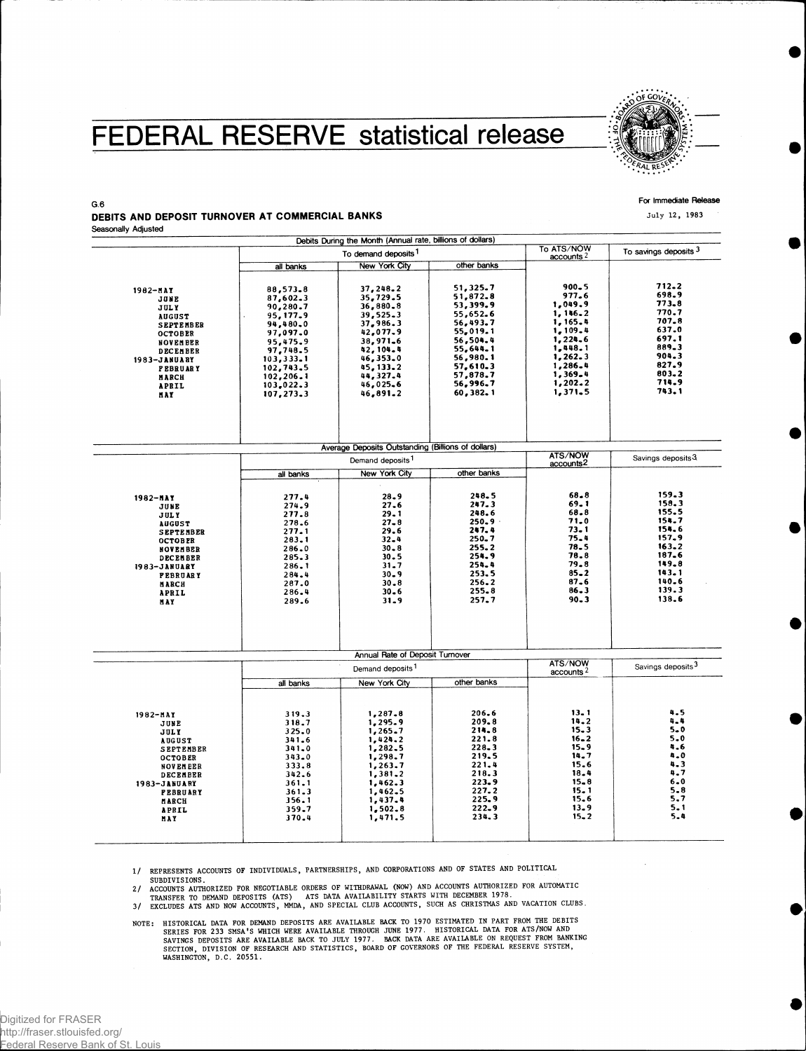# FEDERAL RESERVE statistical release

G.6

For Immediate Release

July 12, 1983

## DEBITS AND DEPOSIT TURNOVER AT COMMERCIAL BANKS

Seasonally Adjusted

| | Debits During the Month (Annual rate, billions of dollars) | | | | |
|---|---|---|---|---|---|
| | To demand deposits[1] | | | To ATS/NOW accounts[2] | To savings deposits[3] |
| | all banks | New York City | other banks | | |
| 1982-MAY | 88,573.8 | 37,248.2 | 51,325.7 | 900.5 | 712.2 |
| JUNE | 87,602.3 | 35,729.5 | 51,872.8 | 977.6 | 698.9 |
| JULY | 90,280.7 | 36,880.8 | 53,399.9 | 1,049.9 | 773.8 |
| AUGUST | 95,177.9 | 39,525.3 | 55,652.6 | 1,146.2 | 770.7 |
| SEPTEMBER | 94,480.0 | 37,986.3 | 56,493.7 | 1,165.4 | 707.8 |
| OCTOBER | 97,097.0 | 42,077.9 | 55,019.1 | 1,109.4 | 637.0 |
| NOVEMBER | 95,475.9 | 38,971.6 | 56,504.4 | 1,224.6 | 697.1 |
| DECEMBER | 97,748.5 | 42,104.4 | 55,644.1 | 1,448.1 | 889.3 |
| 1983-JANUARY | 103,333.1 | 46,353.0 | 56,980.1 | 1,262.3 | 904.3 |
| FEBRUARY | 102,743.5 | 45,133.2 | 57,610.3 | 1,286.4 | 827.9 |
| MARCH | 102,206.1 | 44,327.4 | 57,878.7 | 1,369.4 | 803.2 |
| APRIL | 103,022.3 | 46,025.6 | 56,996.7 | 1,202.2 | 714.9 |
| MAY | 107,273.3 | 46,891.2 | 60,382.1 | 1,371.5 | 743.1 |

| | Average Deposits Outstanding (Billions of dollars) | | | | |
|---|---|---|---|---|---|
| | Demand deposits[1] | | | ATS/NOW accounts[2] | Savings deposits[3] |
| | all banks | New York City | other banks | | |
| 1982-MAY | 277.4 | 28.9 | 248.5 | 68.8 | 159.3 |
| JUNE | 274.9 | 27.6 | 247.3 | 69.1 | 158.3 |
| JULY | 277.8 | 29.1 | 248.6 | 68.8 | 155.5 |
| AUGUST | 278.6 | 27.8 | 250.9 | 71.0 | 154.7 |
| SEPTEMBER | 277.1 | 29.6 | 247.4 | 73.1 | 154.6 |
| OCTOBER | 283.1 | 32.4 | 250.7 | 75.4 | 157.9 |
| NOVEMBER | 286.0 | 30.8 | 255.2 | 78.5 | 163.2 |
| DECEMBER | 285.3 | 30.5 | 254.9 | 78.8 | 187.6 |
| 1983-JANUARY | 286.1 | 31.7 | 254.4 | 79.8 | 149.8 |
| FEBRUARY | 284.4 | 30.9 | 253.5 | 85.2 | 143.1 |
| MARCH | 287.0 | 30.8 | 256.2 | 87.6 | 140.6 |
| APRIL | 286.4 | 30.6 | 255.8 | 86.3 | 139.3 |
| MAY | 289.6 | 31.9 | 257.7 | 90.3 | 138.6 |

| | Annual Rate of Deposit Turnover | | | | |
|---|---|---|---|---|---|
| | Demand deposits[1] | | | ATS/NOW accounts[2] | Savings deposits[3] |
| | all banks | New York City | other banks | | |
| 1982-MAY | 319.3 | 1,287.8 | 206.6 | 13.1 | 4.5 |
| JUNE | 318.7 | 1,295.9 | 209.8 | 14.2 | 4.4 |
| JULY | 325.0 | 1,265.7 | 214.8 | 15.3 | 5.0 |
| AUGUST | 341.6 | 1,424.2 | 221.8 | 16.2 | 5.0 |
| SEPTEMBER | 341.0 | 1,282.5 | 228.3 | 15.9 | 4.6 |
| OCTOBER | 343.0 | 1,298.7 | 219.5 | 14.7 | 4.0 |
| NOVEMBER | 333.8 | 1,263.7 | 221.4 | 15.6 | 4.3 |
| DECEMBER | 342.6 | 1,381.2 | 218.3 | 18.4 | 4.7 |
| 1983-JANUARY | 361.1 | 1,462.3 | 223.9 | 15.8 | 6.0 |
| FEBRUARY | 361.3 | 1,462.5 | 227.2 | 15.1 | 5.8 |
| MARCH | 356.1 | 1,437.4 | 225.9 | 15.6 | 5.7 |
| APRIL | 359.7 | 1,502.8 | 222.9 | 13.9 | 5.1 |
| MAY | 370.4 | 1,471.5 | 234.3 | 15.2 | 5.4 |

1/ REPRESENTS ACCOUNTS OF INDIVIDUALS, PARTNERSHIPS, AND CORPORATIONS AND OF STATES AND POLITICAL SUBDIVISIONS.

2/ ACCOUNTS AUTHORIZED FOR NEGOTIABLE ORDERS OF WITHDRAWAL (NOW) AND ACCOUNTS AUTHORIZED FOR AUTOMATIC TRANSFER TO DEMAND DEPOSITS (ATS) ATS DATA AVAILABILITY STARTS WITH DECEMBER 1978.

3/ EXCLUDES ATS AND NOW ACCOUNTS, MMDA, AND SPECIAL CLUB ACCOUNTS, SUCH AS CHRISTMAS AND VACATION CLUBS.

NOTE: HISTORICAL DATA FOR DEMAND DEPOSITS ARE AVAILABLE BACK TO 1970 ESTIMATED IN PART FROM THE DEBITS SERIES FOR 233 SMSA'S WHICH WERE AVAILABLE THROUGH JUNE 1977. HISTORICAL DATA FOR ATS/NOW AND SAVINGS DEPOSITS ARE AVAILABLE BACK TO JULY 1977. BACK DATA ARE AVAILABLE ON REQUEST FROM BANKING SECTION, DIVISION OF RESEARCH AND STATISTICS, BOARD OF GOVERNORS OF THE FEDERAL RESERVE SYSTEM, WASHINGTON, D.C. 20551.